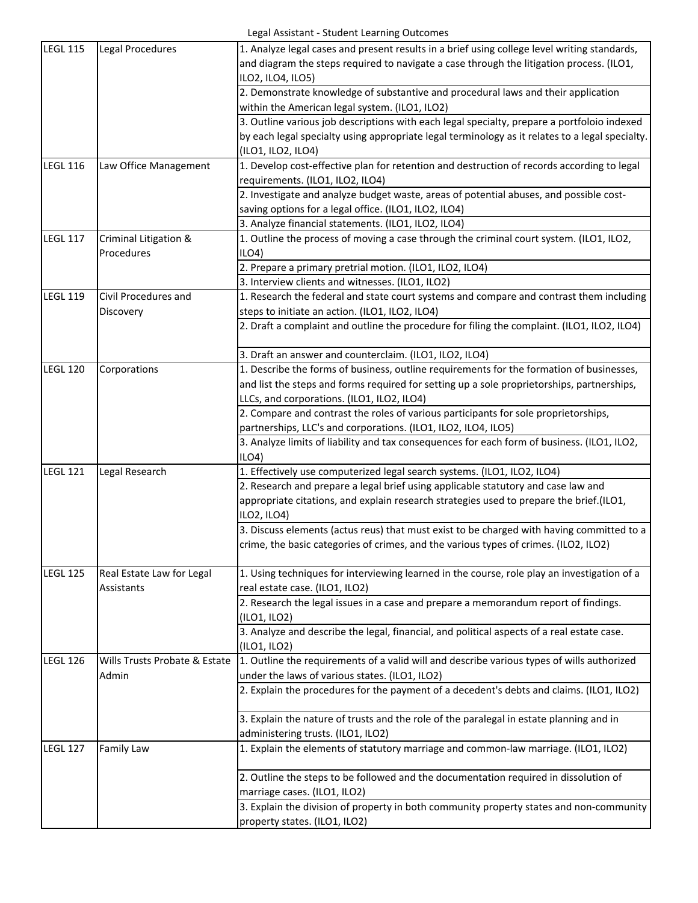Legal Assistant - Student Learning Outcomes

| | | |
|---|---|---|
| LEGL 115 | Legal Procedures | 1. Analyze legal cases and present results in a brief using college level writing standards, and diagram the steps required to navigate a case through the litigation process. (ILO1, ILO2, ILO4, ILO5) |
| | | 2. Demonstrate knowledge of substantive and procedural laws and their application within the American legal system. (ILO1, ILO2) |
| | | 3. Outline various job descriptions with each legal specialty, prepare a portfoloio indexed by each legal specialty using appropriate legal terminology as it relates to a legal specialty. (ILO1, ILO2, ILO4) |
| LEGL 116 | Law Office Management | 1. Develop cost-effective plan for retention and destruction of records according to legal requirements. (ILO1, ILO2, ILO4) |
| | | 2. Investigate and analyze budget waste, areas of potential abuses, and possible cost-saving options for a legal office. (ILO1, ILO2, ILO4) |
| | | 3. Analyze financial statements. (ILO1, ILO2, ILO4) |
| LEGL 117 | Criminal Litigation & Procedures | 1. Outline the process of moving a case through the criminal court system. (ILO1, ILO2, ILO4) |
| | | 2. Prepare a primary pretrial motion. (ILO1, ILO2, ILO4) |
| | | 3. Interview clients and witnesses. (ILO1, ILO2) |
| LEGL 119 | Civil Procedures and Discovery | 1. Research the federal and state court systems and compare and contrast them including steps to initiate an action. (ILO1, ILO2, ILO4) |
| | | 2. Draft a complaint and outline the procedure for filing the complaint. (ILO1, ILO2, ILO4) |
| | | 3. Draft an answer and counterclaim. (ILO1, ILO2, ILO4) |
| LEGL 120 | Corporations | 1. Describe the forms of business, outline requirements for the formation of businesses, and list the steps and forms required for setting up a sole proprietorships, partnerships, LLCs, and corporations. (ILO1, ILO2, ILO4) |
| | | 2. Compare and contrast the roles of various participants for sole proprietorships, partnerships, LLC's and corporations. (ILO1, ILO2, ILO4, ILO5) |
| | | 3. Analyze limits of liability and tax consequences for each form of business. (ILO1, ILO2, ILO4) |
| LEGL 121 | Legal Research | 1. Effectively use computerized legal search systems. (ILO1, ILO2, ILO4) |
| | | 2. Research and prepare a legal brief using applicable statutory and case law and appropriate citations, and explain research strategies used to prepare the brief.(ILO1, ILO2, ILO4) |
| | | 3. Discuss elements (actus reus) that must exist to be charged with having committed to a crime, the basic categories of crimes, and the various types of crimes. (ILO2, ILO2) |
| LEGL 125 | Real Estate Law for Legal Assistants | 1. Using techniques for interviewing learned in the course, role play an investigation of a real estate case. (ILO1, ILO2) |
| | | 2. Research the legal issues in a case and prepare a memorandum report of findings. (ILO1, ILO2) |
| | | 3. Analyze and describe the legal, financial, and political aspects of a real estate case. (ILO1, ILO2) |
| LEGL 126 | Wills Trusts Probate & Estate Admin | 1. Outline the requirements of a valid will and describe various types of wills authorized under the laws of various states. (ILO1, ILO2) |
| | | 2. Explain the procedures for the payment of a decedent's debts and claims. (ILO1, ILO2) |
| | | 3. Explain the nature of trusts and the role of the paralegal in estate planning and in administering trusts. (ILO1, ILO2) |
| LEGL 127 | Family Law | 1. Explain the elements of statutory marriage and common-law marriage. (ILO1, ILO2) |
| | | 2. Outline the steps to be followed and the documentation required in dissolution of marriage cases. (ILO1, ILO2) |
| | | 3. Explain the division of property in both community property states and non-community property states. (ILO1, ILO2) |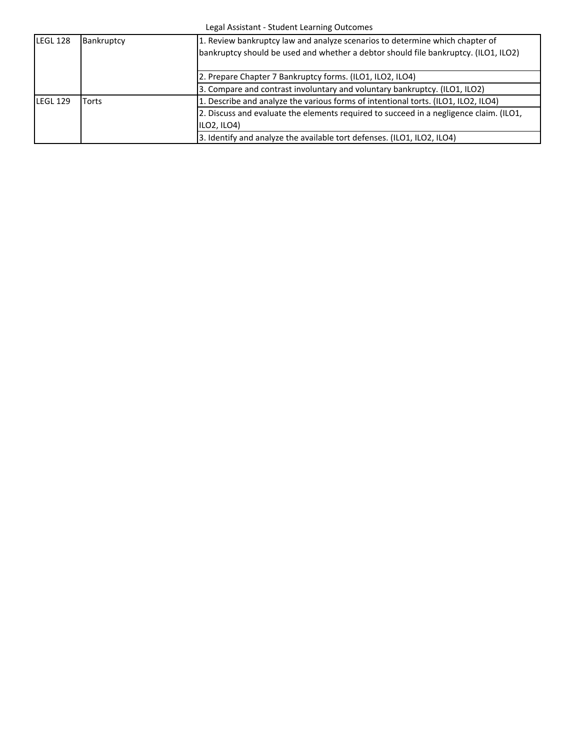| | | |
|---|---|---|
| LEGL 128 | Bankruptcy | 1. Review bankruptcy law and analyze scenarios to determine which chapter of bankruptcy should be used and whether a debtor should file bankruptcy. (ILO1, ILO2) |
| | | 2. Prepare Chapter 7 Bankruptcy forms. (ILO1, ILO2, ILO4) |
| | | 3. Compare and contrast involuntary and voluntary bankruptcy. (ILO1, ILO2) |
| LEGL 129 | Torts | 1. Describe and analyze the various forms of intentional torts. (ILO1, ILO2, ILO4) |
| | | 2. Discuss and evaluate the elements required to succeed in a negligence claim. (ILO1, ILO2, ILO4) |
| | | 3. Identify and analyze the available tort defenses. (ILO1, ILO2, ILO4) |